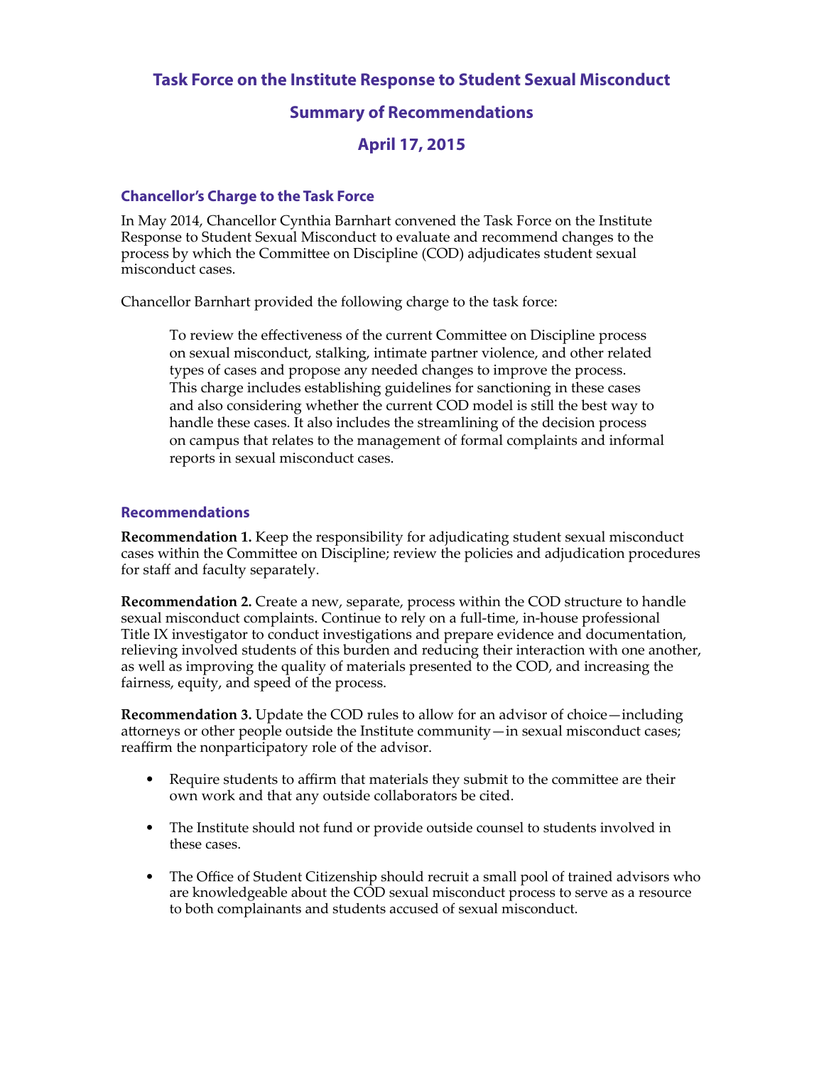# Task Force on the Institute Response to Student Sexual Misconduct

## Summary of Recommendations

## April 17, 2015

### Chancellor's Charge to the Task Force

In May 2014, Chancellor Cynthia Barnhart convened the Task Force on the Institute Response to Student Sexual Misconduct to evaluate and recommend changes to the process by which the Committee on Discipline (COD) adjudicates student sexual misconduct cases.

Chancellor Barnhart provided the following charge to the task force:

> To review the effectiveness of the current Committee on Discipline process on sexual misconduct, stalking, intimate partner violence, and other related types of cases and propose any needed changes to improve the process. This charge includes establishing guidelines for sanctioning in these cases and also considering whether the current COD model is still the best way to handle these cases. It also includes the streamlining of the decision process on campus that relates to the management of formal complaints and informal reports in sexual misconduct cases.

### Recommendations

**Recommendation 1.** Keep the responsibility for adjudicating student sexual misconduct cases within the Committee on Discipline; review the policies and adjudication procedures for staff and faculty separately.

**Recommendation 2.** Create a new, separate, process within the COD structure to handle sexual misconduct complaints. Continue to rely on a full-time, in-house professional Title IX investigator to conduct investigations and prepare evidence and documentation, relieving involved students of this burden and reducing their interaction with one another, as well as improving the quality of materials presented to the COD, and increasing the fairness, equity, and speed of the process.

**Recommendation 3.** Update the COD rules to allow for an advisor of choice—including attorneys or other people outside the Institute community—in sexual misconduct cases; reaffirm the nonparticipatory role of the advisor.

- Require students to affirm that materials they submit to the committee are their own work and that any outside collaborators be cited.
- The Institute should not fund or provide outside counsel to students involved in these cases.
- The Office of Student Citizenship should recruit a small pool of trained advisors who are knowledgeable about the COD sexual misconduct process to serve as a resource to both complainants and students accused of sexual misconduct.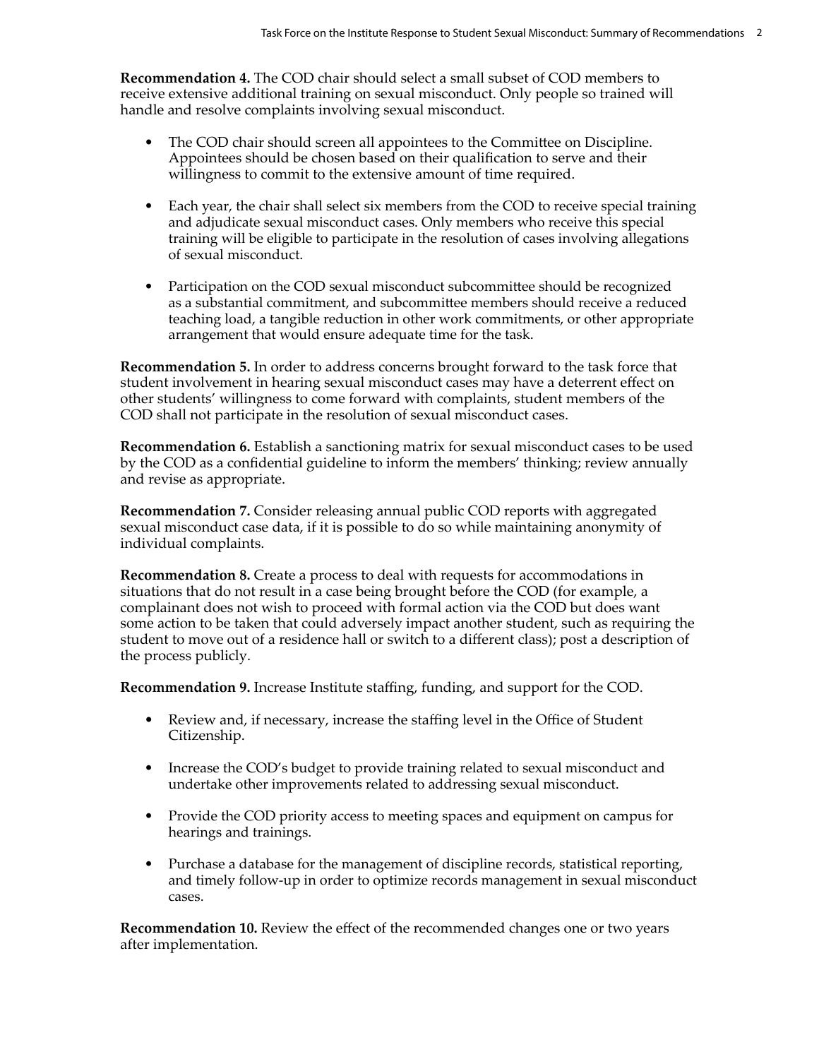**Recommendation 4.** The COD chair should select a small subset of COD members to receive extensive additional training on sexual misconduct. Only people so trained will handle and resolve complaints involving sexual misconduct.

- The COD chair should screen all appointees to the Committee on Discipline. Appointees should be chosen based on their qualification to serve and their willingness to commit to the extensive amount of time required.

- Each year, the chair shall select six members from the COD to receive special training and adjudicate sexual misconduct cases. Only members who receive this special training will be eligible to participate in the resolution of cases involving allegations of sexual misconduct.

- Participation on the COD sexual misconduct subcommittee should be recognized as a substantial commitment, and subcommittee members should receive a reduced teaching load, a tangible reduction in other work commitments, or other appropriate arrangement that would ensure adequate time for the task.

**Recommendation 5.** In order to address concerns brought forward to the task force that student involvement in hearing sexual misconduct cases may have a deterrent effect on other students' willingness to come forward with complaints, student members of the COD shall not participate in the resolution of sexual misconduct cases.

**Recommendation 6.** Establish a sanctioning matrix for sexual misconduct cases to be used by the COD as a confidential guideline to inform the members' thinking; review annually and revise as appropriate.

**Recommendation 7.** Consider releasing annual public COD reports with aggregated sexual misconduct case data, if it is possible to do so while maintaining anonymity of individual complaints.

**Recommendation 8.** Create a process to deal with requests for accommodations in situations that do not result in a case being brought before the COD (for example, a complainant does not wish to proceed with formal action via the COD but does want some action to be taken that could adversely impact another student, such as requiring the student to move out of a residence hall or switch to a different class); post a description of the process publicly.

**Recommendation 9.** Increase Institute staffing, funding, and support for the COD.

- Review and, if necessary, increase the staffing level in the Office of Student Citizenship.

- Increase the COD's budget to provide training related to sexual misconduct and undertake other improvements related to addressing sexual misconduct.

- Provide the COD priority access to meeting spaces and equipment on campus for hearings and trainings.

- Purchase a database for the management of discipline records, statistical reporting, and timely follow-up in order to optimize records management in sexual misconduct cases.

**Recommendation 10.** Review the effect of the recommended changes one or two years after implementation.